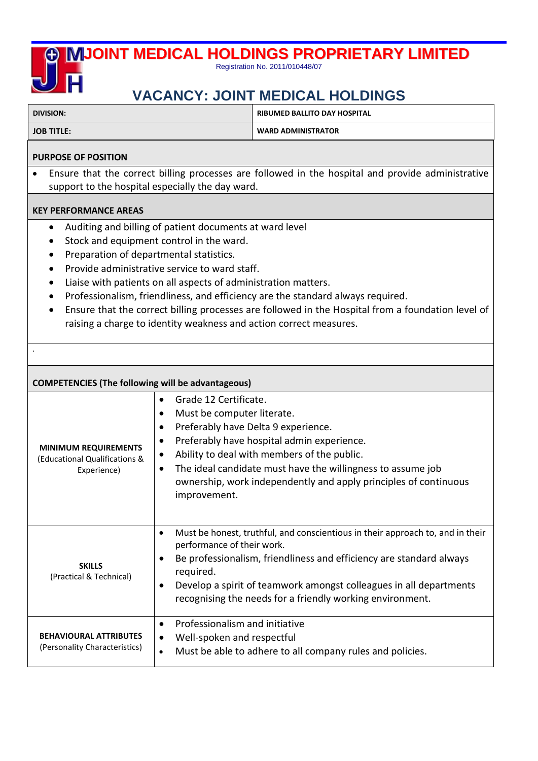# JOINT MEDICAL HOLDINGS PROPRIETARY LIMITED

Registration No. 2011/010448/07

## VACANCY: JOINT MEDICAL HOLDINGS

| DIVISION: | RIBUMED BALLITO DAY HOSPITAL |
|---|---|
| JOB TITLE: | WARD ADMINISTRATOR |

### PURPOSE OF POSITION

- Ensure that the correct billing processes are followed in the hospital and provide administrative support to the hospital especially the day ward.

### KEY PERFORMANCE AREAS

- Auditing and billing of patient documents at ward level
- Stock and equipment control in the ward.
- Preparation of departmental statistics.
- Provide administrative service to ward staff.
- Liaise with patients on all aspects of administration matters.
- Professionalism, friendliness, and efficiency are the standard always required.
- Ensure that the correct billing processes are followed in the Hospital from a foundation level of raising a charge to identity weakness and action correct measures.

.

### COMPETENCIES (The following will be advantageous)

| | |
|---|---|
| **MINIMUM REQUIREMENTS** (Educational Qualifications & Experience) | • Grade 12 Certificate.<br>• Must be computer literate.<br>• Preferably have Delta 9 experience.<br>• Preferably have hospital admin experience.<br>• Ability to deal with members of the public.<br>• The ideal candidate must have the willingness to assume job ownership, work independently and apply principles of continuous improvement. |
| **SKILLS** (Practical & Technical) | • Must be honest, truthful, and conscientious in their approach to, and in their performance of their work.<br>• Be professionalism, friendliness and efficiency are standard always required.<br>• Develop a spirit of teamwork amongst colleagues in all departments recognising the needs for a friendly working environment. |
| **BEHAVIOURAL ATTRIBUTES** (Personality Characteristics) | • Professionalism and initiative<br>• Well-spoken and respectful<br>• Must be able to adhere to all company rules and policies. |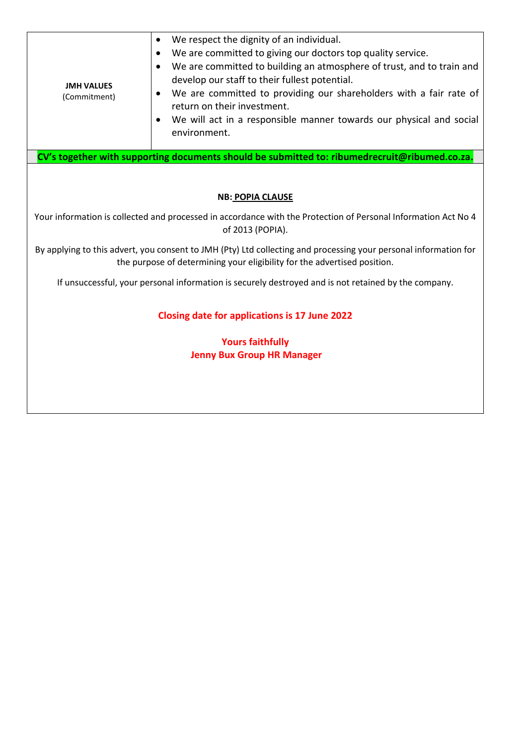| | |
|---|---|
| **JMH VALUES** (Commitment) | • We respect the dignity of an individual.<br>• We are committed to giving our doctors top quality service.<br>• We are committed to building an atmosphere of trust, and to train and develop our staff to their fullest potential.<br>• We are committed to providing our shareholders with a fair rate of return on their investment.<br>• We will act in a responsible manner towards our physical and social environment. |

**CV's together with supporting documents should be submitted to: ribumedrecruit@ribumed.co.za.**

**NB: POPIA CLAUSE**

Your information is collected and processed in accordance with the Protection of Personal Information Act No 4 of 2013 (POPIA).

By applying to this advert, you consent to JMH (Pty) Ltd collecting and processing your personal information for the purpose of determining your eligibility for the advertised position.

If unsuccessful, your personal information is securely destroyed and is not retained by the company.

**Closing date for applications is 17 June 2022**

**Yours faithfully**
**Jenny Bux Group HR Manager**